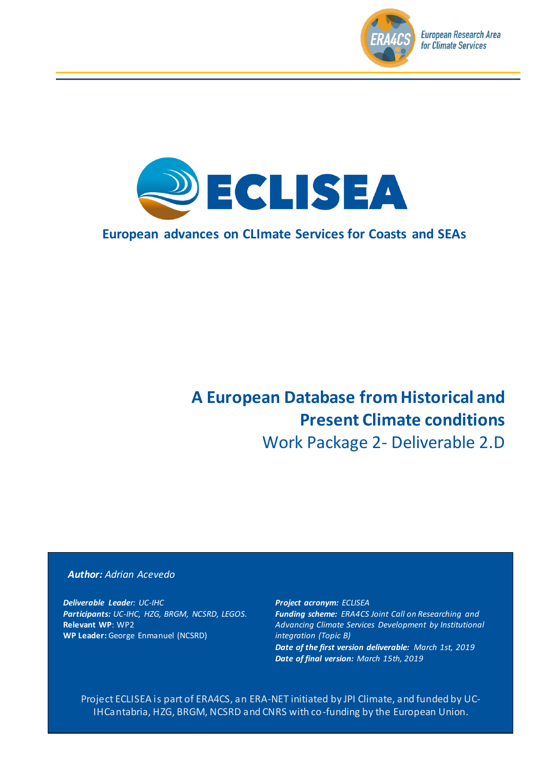European Research Area for Climate Services

# ECLISEA

**European advances on CLImate Services for Coasts and SEAs**

# A European Database from Historical and Present Climate conditions

## Work Package 2- Deliverable 2.D

***Author:*** *Adrian Acevedo*

***Deliverable Leader****: UC-IHC*
***Participants:*** *UC-IHC, HZG, BRGM, NCSRD, LEGOS.*
**Relevant WP**: WP2
**WP Leader:** George Enmanuel (NCSRD)

***Project acronym:*** *ECLISEA*
***Funding scheme:*** *ERA4CS Joint Call on Researching and Advancing Climate Services Development by Institutional integration (Topic B)*
***Date of the first version deliverable:*** *March 1st, 2019*
***Date of final version:*** *March 15th, 2019*

Project ECLISEA is part of ERA4CS, an ERA-NET initiated by JPI Climate, and funded by UC-IHCantabria, HZG, BRGM, NCSRD and CNRS with co-funding by the European Union.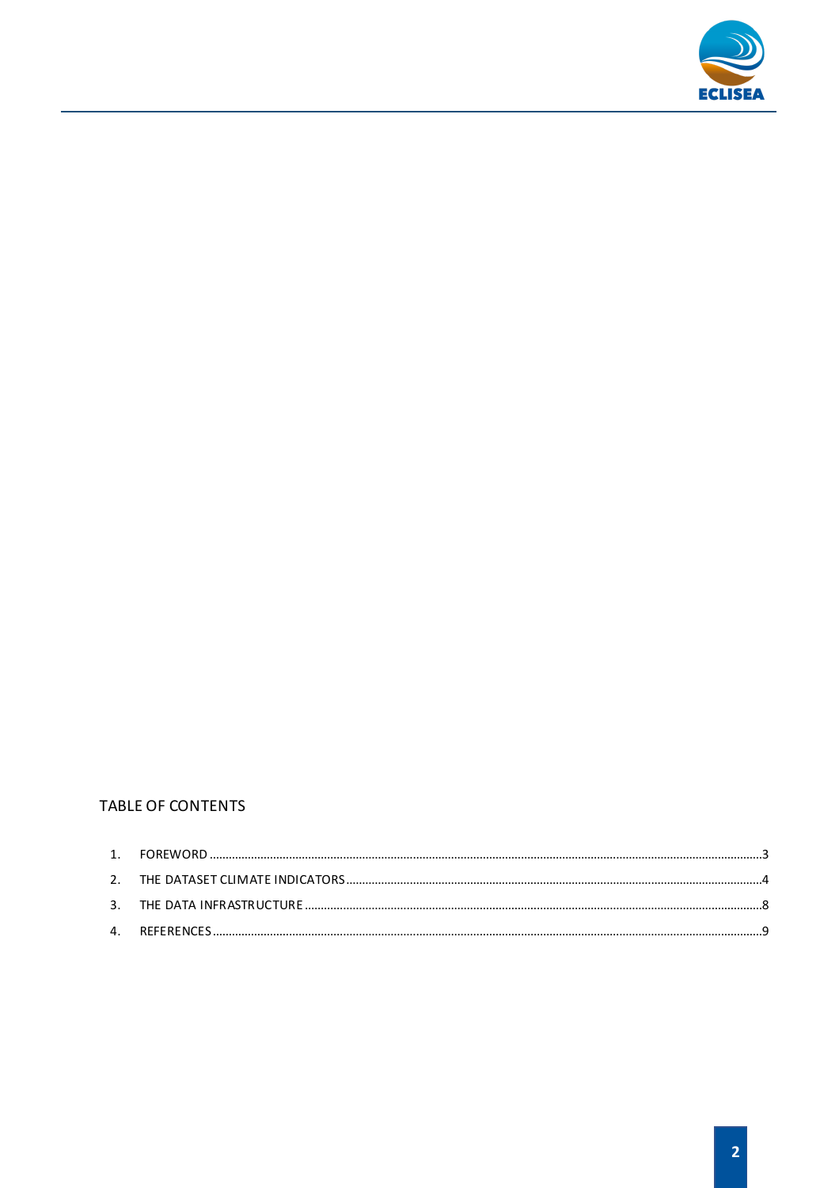TABLE OF CONTENTS

1. FOREWORD ....................................................3
2. THE DATASET CLIMATE INDICATORS ....................................................4
3. THE DATA INFRASTRUCTURE ....................................................8
4. REFERENCES ....................................................9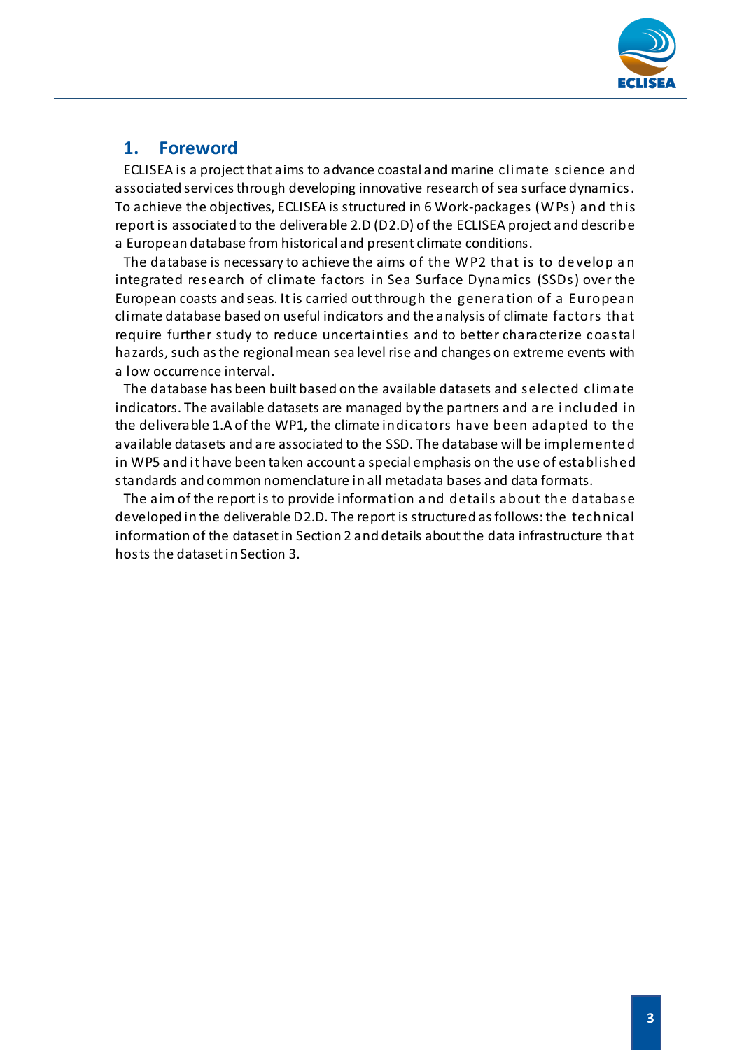# 1. Foreword

ECLISEA is a project that aims to advance coastal and marine climate science and associated services through developing innovative research of sea surface dynamics. To achieve the objectives, ECLISEA is structured in 6 Work-packages (WPs) and this report is associated to the deliverable 2.D (D2.D) of the ECLISEA project and describe a European database from historical and present climate conditions.

The database is necessary to achieve the aims of the WP2 that is to develop an integrated research of climate factors in Sea Surface Dynamics (SSDs) over the European coasts and seas. It is carried out through the generation of a European climate database based on useful indicators and the analysis of climate factors that require further study to reduce uncertainties and to better characterize coastal hazards, such as the regional mean sea level rise and changes on extreme events with a low occurrence interval.

The database has been built based on the available datasets and selected climate indicators. The available datasets are managed by the partners and are included in the deliverable 1.A of the WP1, the climate indicators have been adapted to the available datasets and are associated to the SSD. The database will be implemented in WP5 and it have been taken account a special emphasis on the use of established standards and common nomenclature in all metadata bases and data formats.

The aim of the report is to provide information and details about the database developed in the deliverable D2.D. The report is structured as follows: the technical information of the dataset in Section 2 and details about the data infrastructure that hosts the dataset in Section 3.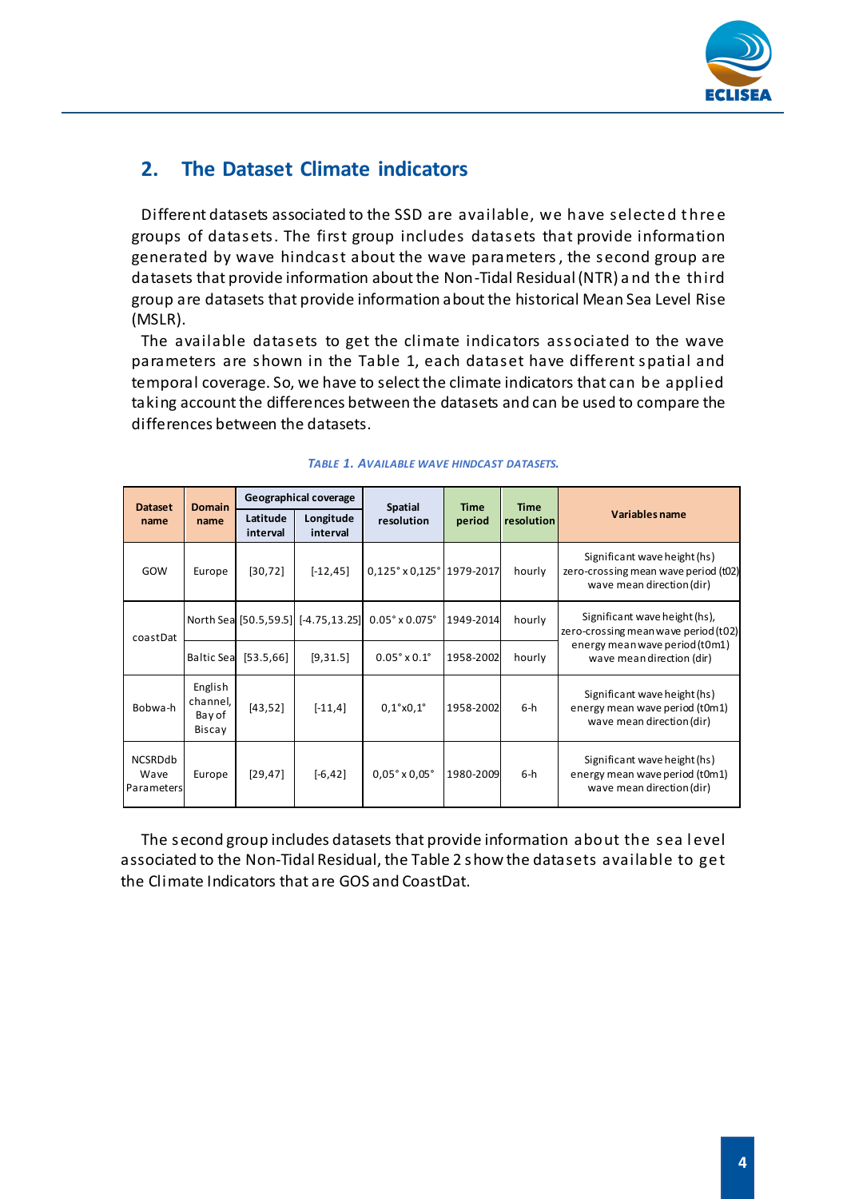## 2. The Dataset Climate indicators

Different datasets associated to the SSD are available, we have selected three groups of datasets. The first group includes datasets that provide information generated by wave hindcast about the wave parameters, the second group are datasets that provide information about the Non-Tidal Residual (NTR) and the third group are datasets that provide information about the historical Mean Sea Level Rise (MSLR).

The available datasets to get the climate indicators associated to the wave parameters are shown in the Table 1, each dataset have different spatial and temporal coverage. So, we have to select the climate indicators that can be applied taking account the differences between the datasets and can be used to compare the differences between the datasets.

*TABLE 1. AVAILABLE WAVE HINDCAST DATASETS.*

| Dataset name | Domain name | Geographical coverage | | Spatial resolution | Time period | Time resolution | Variables name |
|---|---|---|---|---|---|---|---|
| | | Latitude interval | Longitude interval | | | | |
| GOW | Europe | [30,72] | [-12,45] | 0,125° x 0,125° | 1979-2017 | hourly | Significant wave height (hs) zero-crossing mean wave period (t02) wave mean direction (dir) |
| coastDat | North Sea | [50.5,59.5] | [-4.75,13.25] | 0.05° x 0.075° | 1949-2014 | hourly | Significant wave height (hs), zero-crossing mean wave period (t02) energy mean wave period (t0m1) wave mean direction (dir) |
| | Baltic Sea | [53.5,66] | [9,31.5] | 0.05° x 0.1° | 1958-2002 | hourly | |
| Bobwa-h | English channel, Bay of Biscay | [43,52] | [-11,4] | 0,1°x0,1° | 1958-2002 | 6-h | Significant wave height (hs) energy mean wave period (t0m1) wave mean direction (dir) |
| NCSRDdb Wave Parameters | Europe | [29,47] | [-6,42] | 0,05° x 0,05° | 1980-2009 | 6-h | Significant wave height (hs) energy mean wave period (t0m1) wave mean direction (dir) |

The second group includes datasets that provide information about the sea level associated to the Non-Tidal Residual, the Table 2 show the datasets available to get the Climate Indicators that are GOS and CoastDat.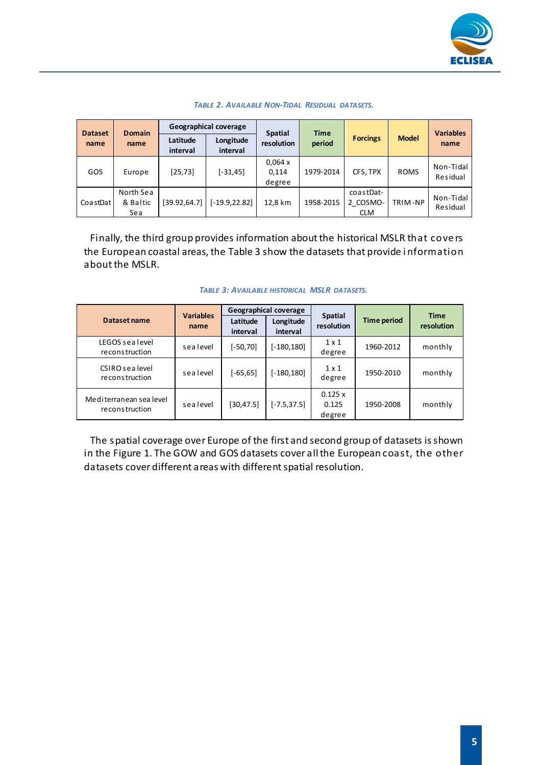*TABLE 2. AVAILABLE NON-TIDAL RESIDUAL DATASETS.*

| Dataset name | Domain name | Geographical coverage | | Spatial resolution | Time period | Forcings | Model | Variables name |
|---|---|---|---|---|---|---|---|---|
| | | Latitude interval | Longitude interval | | | | | |
| GOS | Europe | [25,73] | [-31,45] | 0,064 x 0,114 degree | 1979-2014 | CFS, TPX | ROMS | Non-Tidal Residual |
| CoastDat | North Sea & Baltic Sea | [39.92,64.7] | [-19.9,22.82] | 12,8 km | 1958-2015 | coastDat-2_COSMO-CLM | TRIM-NP | Non-Tidal Residual |

Finally, the third group provides information about the historical MSLR that covers the European coastal areas, the Table 3 show the datasets that provide information about the MSLR.

*TABLE 3: AVAILABLE HISTORICAL MSLR DATASETS.*

| Dataset name | Variables name | Geographical coverage | | Spatial resolution | Time period | Time resolution |
|---|---|---|---|---|---|---|
| | | Latitude interval | Longitude interval | | | |
| LEGOS sea level reconstruction | sea level | [-50,70] | [-180,180] | 1 x 1 degree | 1960-2012 | monthly |
| CSIRO sea level reconstruction | sea level | [-65,65] | [-180,180] | 1 x 1 degree | 1950-2010 | monthly |
| Mediterranean sea level reconstruction | sea level | [30,47.5] | [-7.5,37.5] | 0.125 x 0.125 degree | 1950-2008 | monthly |

The spatial coverage over Europe of the first and second group of datasets is shown in the Figure 1. The GOW and GOS datasets cover all the European coast, the other datasets cover different areas with different spatial resolution.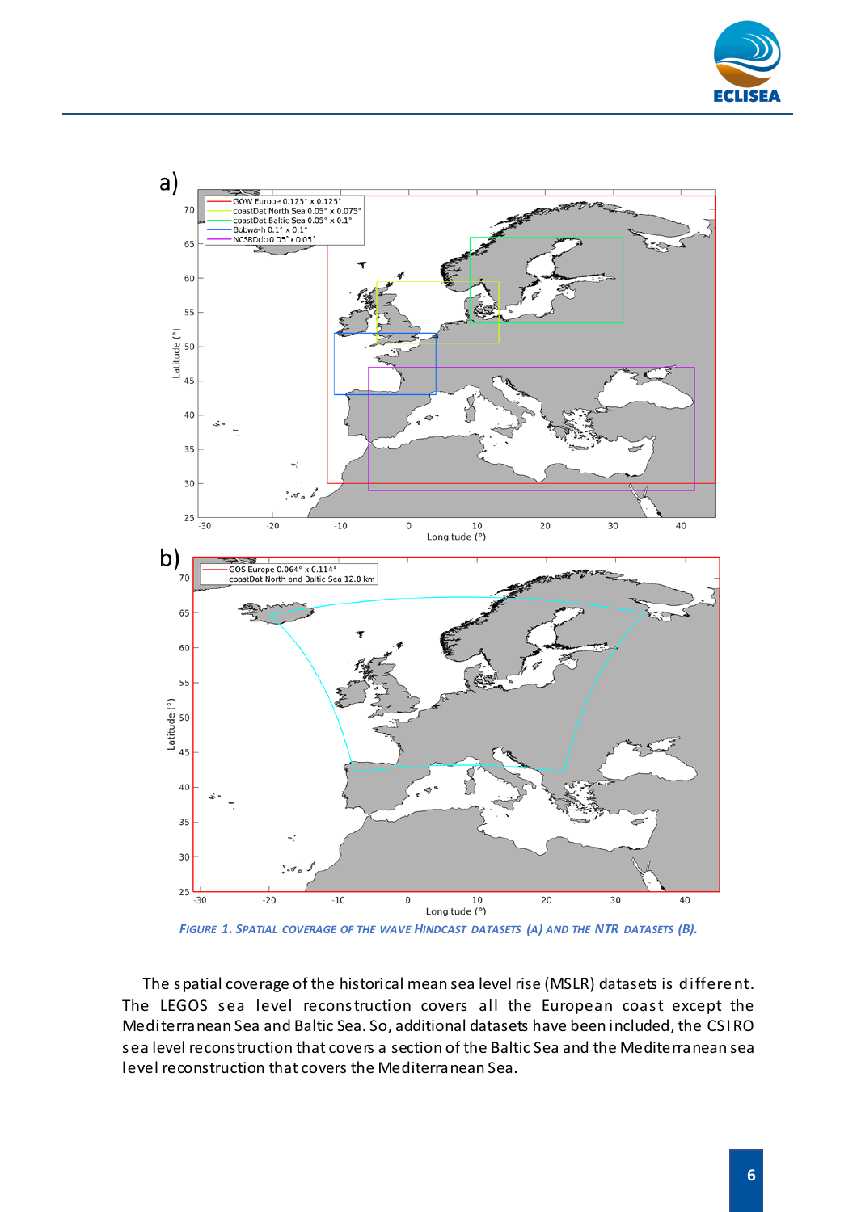Figure 1. Spatial coverage of the wave hindcast datasets (a) and the NTR datasets (b).

The spatial coverage of the historical mean sea level rise (MSLR) datasets is different. The LEGOS sea level reconstruction covers all the European coast except the Mediterranean Sea and Baltic Sea. So, additional datasets have been included, the CSIRO sea level reconstruction that covers a section of the Baltic Sea and the Mediterranean sea level reconstruction that covers the Mediterranean Sea.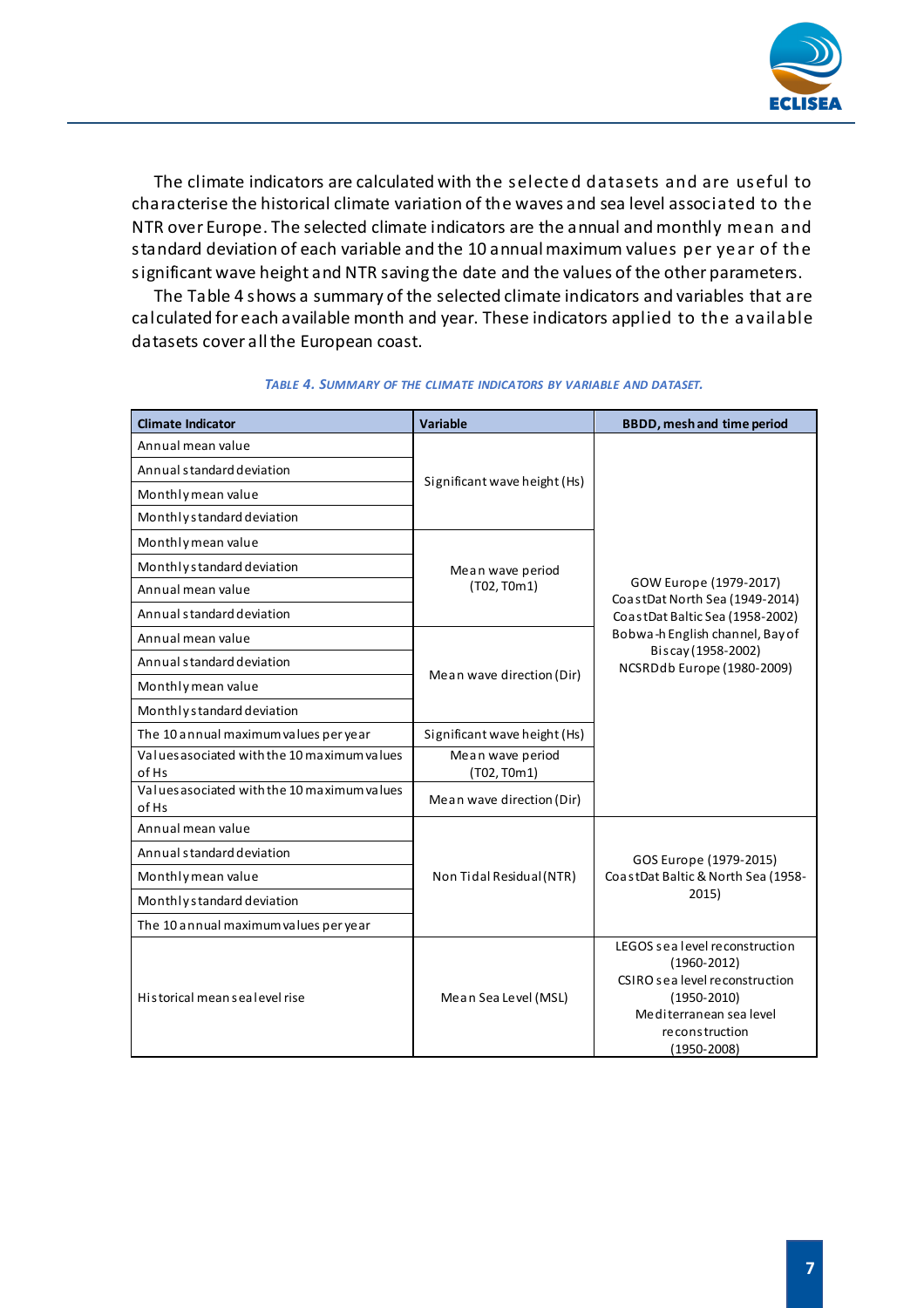The climate indicators are calculated with the selected datasets and are useful to characterise the historical climate variation of the waves and sea level associated to the NTR over Europe. The selected climate indicators are the annual and monthly mean and standard deviation of each variable and the 10 annual maximum values per year of the significant wave height and NTR saving the date and the values of the other parameters.

The Table 4 shows a summary of the selected climate indicators and variables that are calculated for each available month and year. These indicators applied to the available datasets cover all the European coast.

*TABLE 4. SUMMARY OF THE CLIMATE INDICATORS BY VARIABLE AND DATASET.*

| Climate Indicator | Variable | BBDD, mesh and time period |
|---|---|---|
| Annual mean value | Significant wave height (Hs) | GOW Europe (1979-2017)<br>CoastDat North Sea (1949-2014)<br>CoastDat Baltic Sea (1958-2002)<br>Bobwa-h English channel, Bay of Biscay (1958-2002)<br>NCSRDdb Europe (1980-2009) |
| Annual standard deviation | | |
| Monthly mean value | | |
| Monthly standard deviation | | |
| Monthly mean value | Mean wave period (T02, T0m1) | |
| Monthly standard deviation | | |
| Annual mean value | | |
| Annual standard deviation | | |
| Annual mean value | Mean wave direction (Dir) | |
| Annual standard deviation | | |
| Monthly mean value | | |
| Monthly standard deviation | | |
| The 10 annual maximum values per year | Significant wave height (Hs) | |
| Values asociated with the 10 maximum values of Hs | Mean wave period (T02, T0m1) | |
| Values asociated with the 10 maximum values of Hs | Mean wave direction (Dir) | |
| Annual mean value | Non Tidal Residual (NTR) | GOS Europe (1979-2015)<br>CoastDat Baltic & North Sea (1958-2015) |
| Annual standard deviation | | |
| Monthly mean value | | |
| Monthly standard deviation | | |
| The 10 annual maximum values per year | | |
| Historical mean sea level rise | Mean Sea Level (MSL) | LEGOS sea level reconstruction (1960-2012)<br>CSIRO sea level reconstruction (1950-2010)<br>Mediterranean sea level reconstruction (1950-2008) |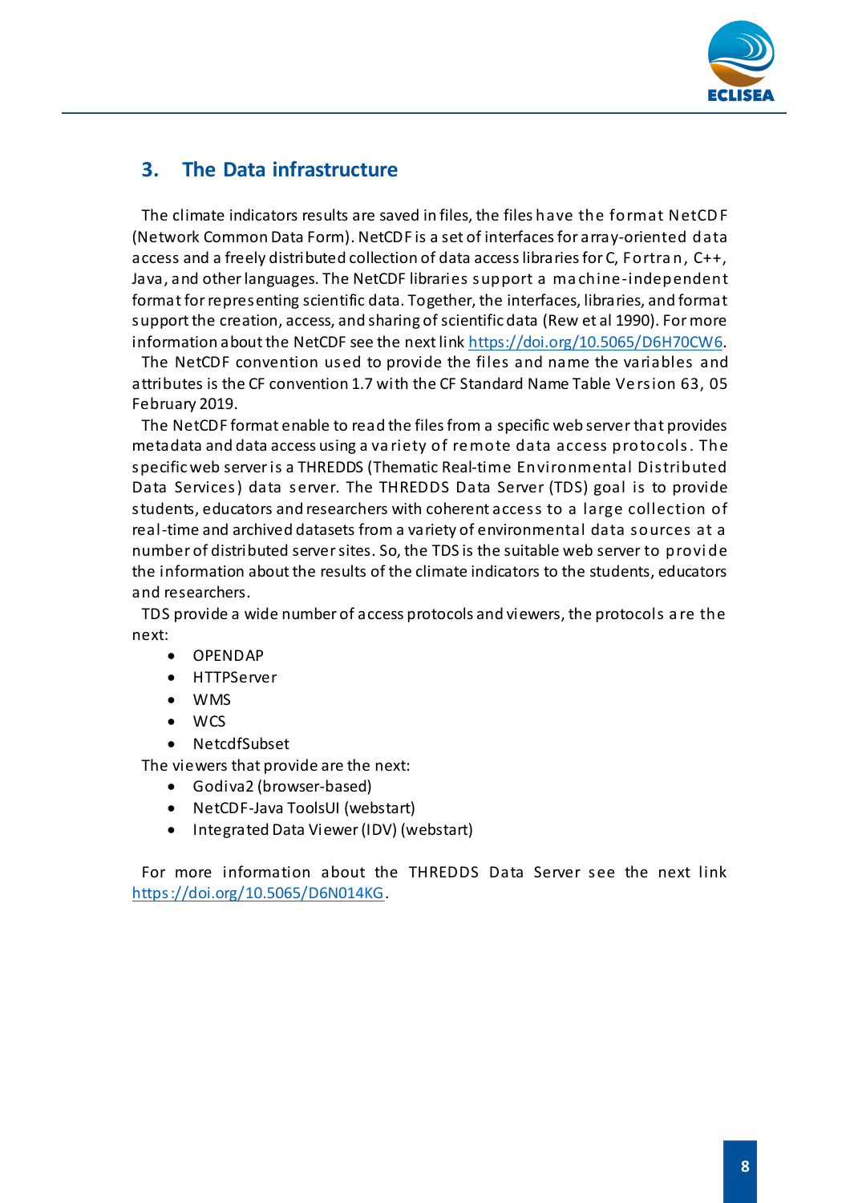## 3. The Data infrastructure

The climate indicators results are saved in files, the files have the format NetCDF (Network Common Data Form). NetCDF is a set of interfaces for array-oriented data access and a freely distributed collection of data access libraries for C, Fortran, C++, Java, and other languages. The NetCDF libraries support a machine-independent format for representing scientific data. Together, the interfaces, libraries, and format support the creation, access, and sharing of scientific data (Rew et al 1990). For more information about the NetCDF see the next link https://doi.org/10.5065/D6H70CW6.

The NetCDF convention used to provide the files and name the variables and attributes is the CF convention 1.7 with the CF Standard Name Table Version 63, 05 February 2019.

The NetCDF format enable to read the files from a specific web server that provides metadata and data access using a variety of remote data access protocols. The specific web server is a THREDDS (Thematic Real-time Environmental Distributed Data Services) data server. The THREDDS Data Server (TDS) goal is to provide students, educators and researchers with coherent access to a large collection of real-time and archived datasets from a variety of environmental data sources at a number of distributed server sites. So, the TDS is the suitable web server to provide the information about the results of the climate indicators to the students, educators and researchers.

TDS provide a wide number of access protocols and viewers, the protocols are the next:

- OPENDAP
- HTTPServer
- WMS
- WCS
- NetcdfSubset

The viewers that provide are the next:

- Godiva2 (browser-based)
- NetCDF-Java ToolsUI (webstart)
- Integrated Data Viewer (IDV) (webstart)

For more information about the THREDDS Data Server see the next link https://doi.org/10.5065/D6N014KG.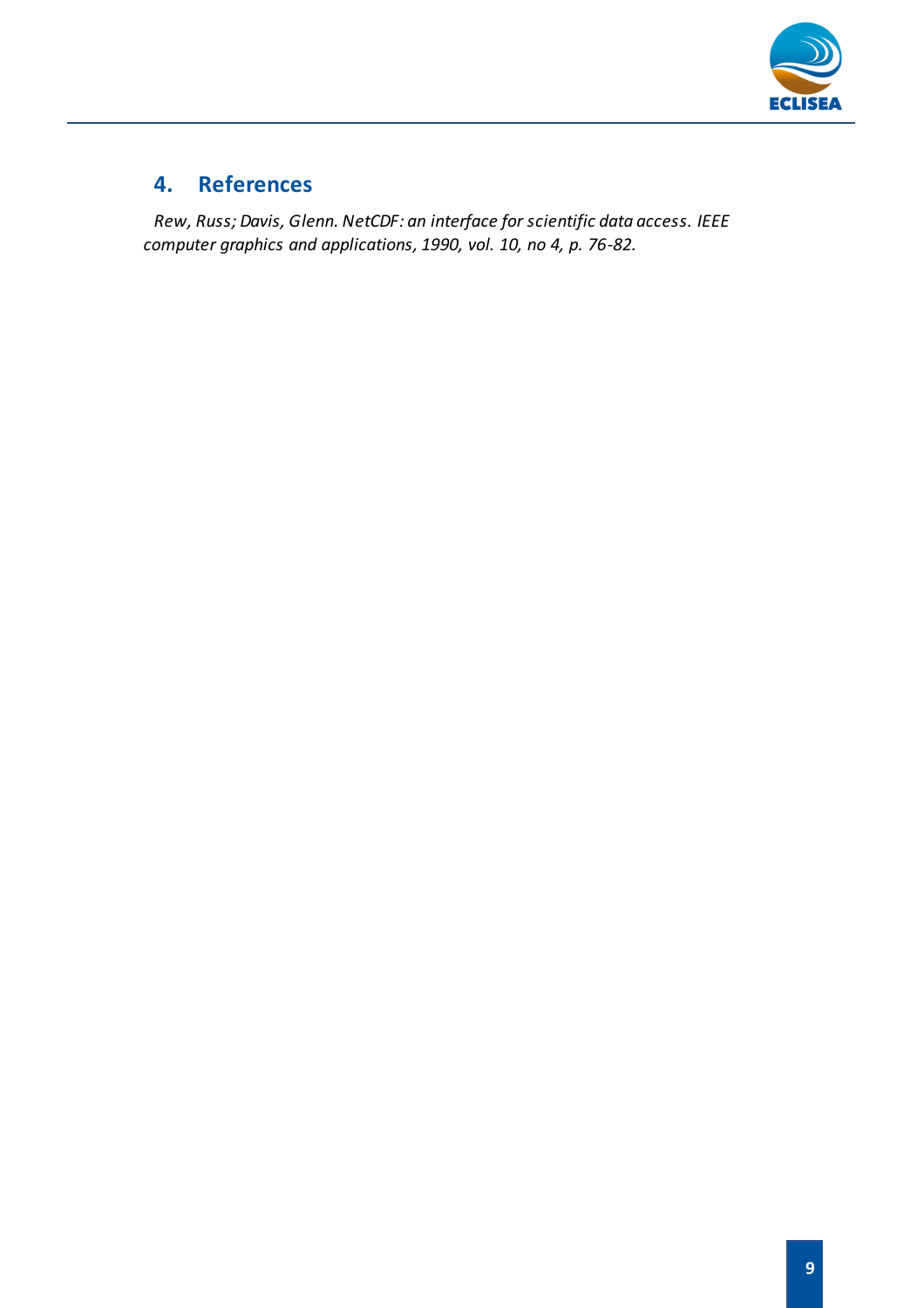## 4. References

*Rew, Russ; Davis, Glenn. NetCDF: an interface for scientific data access. IEEE computer graphics and applications, 1990, vol. 10, no 4, p. 76-82.*